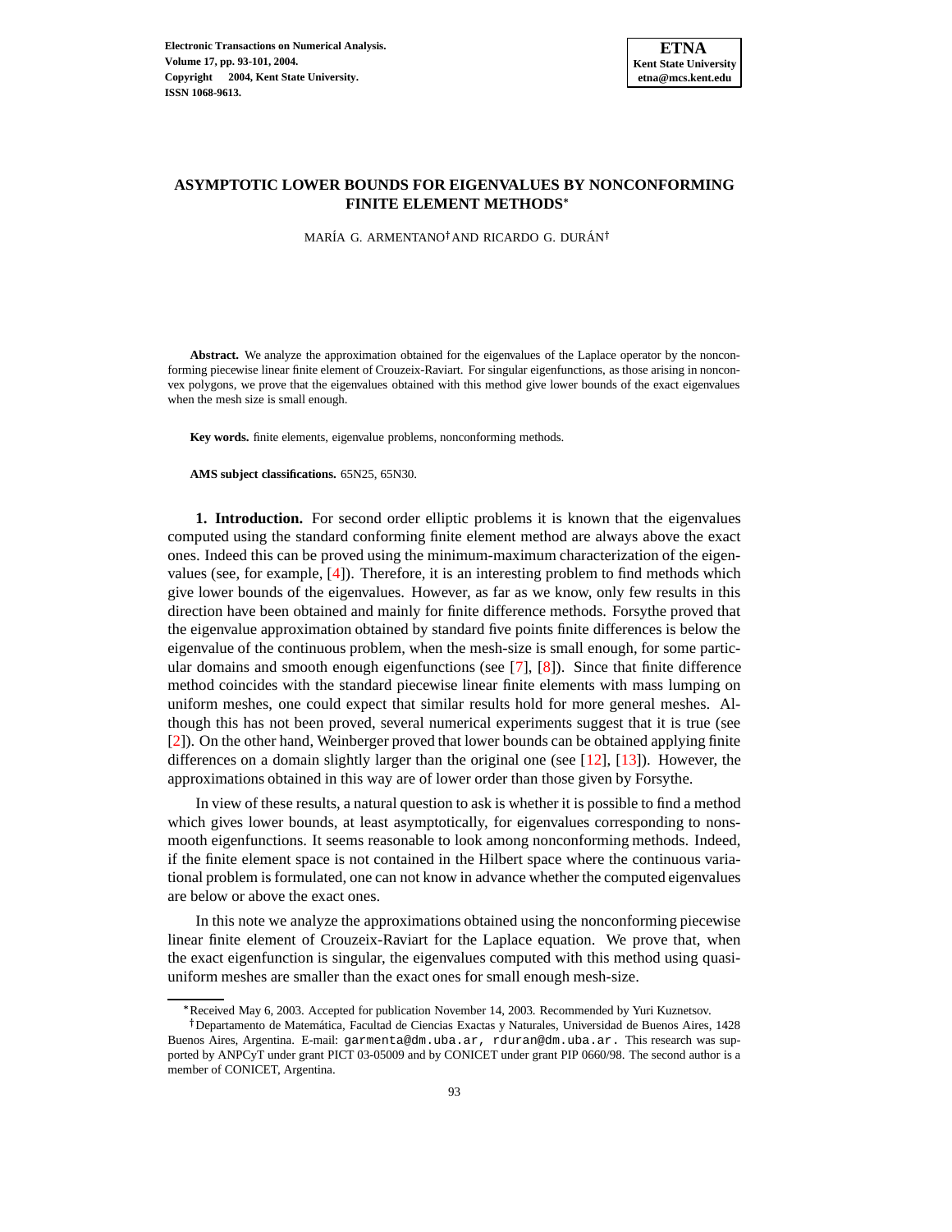# ASYMPTOTIC LOWER BOUNDS FOR EIGENVALUES BY NONCONFORMING FINITE ELEMENT METHODS*

MARÍA G. ARMENTANO† AND RICARDO G. DURÁN†

**Abstract.** We analyze the approximation obtained for the eigenvalues of the Laplace operator by the nonconforming piecewise linear finite element of Crouzeix-Raviart. For singular eigenfunctions, as those arising in nonconvex polygons, we prove that the eigenvalues obtained with this method give lower bounds of the exact eigenvalues when the mesh size is small enough.

**Key words.** finite elements, eigenvalue problems, nonconforming methods.

**AMS subject classifications.** 65N25, 65N30.

**1. Introduction.** For second order elliptic problems it is known that the eigenvalues computed using the standard conforming finite element method are always above the exact ones. Indeed this can be proved using the minimum-maximum characterization of the eigenvalues (see, for example, [4]). Therefore, it is an interesting problem to find methods which give lower bounds of the eigenvalues. However, as far as we know, only few results in this direction have been obtained and mainly for finite difference methods. Forsythe proved that the eigenvalue approximation obtained by standard five points finite differences is below the eigenvalue of the continuous problem, when the mesh-size is small enough, for some particular domains and smooth enough eigenfunctions (see [7], [8]). Since that finite difference method coincides with the standard piecewise linear finite elements with mass lumping on uniform meshes, one could expect that similar results hold for more general meshes. Although this has not been proved, several numerical experiments suggest that it is true (see [2]). On the other hand, Weinberger proved that lower bounds can be obtained applying finite differences on a domain slightly larger than the original one (see [12], [13]). However, the approximations obtained in this way are of lower order than those given by Forsythe.

In view of these results, a natural question to ask is whether it is possible to find a method which gives lower bounds, at least asymptotically, for eigenvalues corresponding to nonsmooth eigenfunctions. It seems reasonable to look among nonconforming methods. Indeed, if the finite element space is not contained in the Hilbert space where the continuous variational problem is formulated, one can not know in advance whether the computed eigenvalues are below or above the exact ones.

In this note we analyze the approximations obtained using the nonconforming piecewise linear finite element of Crouzeix-Raviart for the Laplace equation. We prove that, when the exact eigenfunction is singular, the eigenvalues computed with this method using quasi-uniform meshes are smaller than the exact ones for small enough mesh-size.

*Received May 6, 2003. Accepted for publication November 14, 2003. Recommended by Yuri Kuznetsov.

†Departamento de Matemática, Facultad de Ciencias Exactas y Naturales, Universidad de Buenos Aires, 1428 Buenos Aires, Argentina. E-mail: garmenta@dm.uba.ar, rduran@dm.uba.ar. This research was supported by ANPCyT under grant PICT 03-05009 and by CONICET under grant PIP 0660/98. The second author is a member of CONICET, Argentina.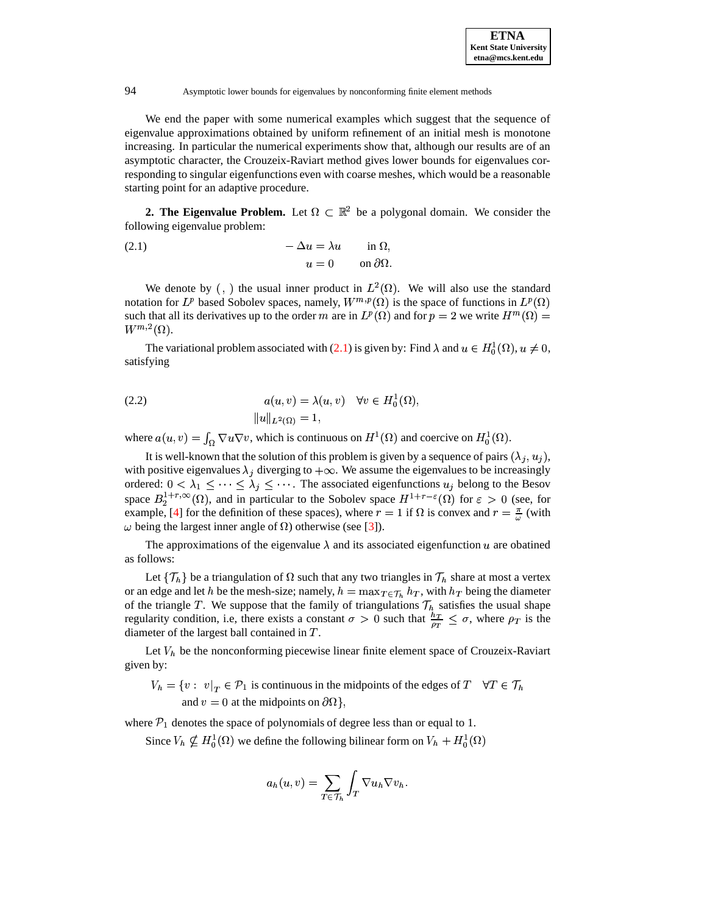We end the paper with some numerical examples which suggest that the sequence of eigenvalue approximations obtained by uniform refinement of an initial mesh is monotone increasing. In particular the numerical experiments show that, although our results are of an asymptotic character, the Crouzeix-Raviart method gives lower bounds for eigenvalues corresponding to singular eigenfunctions even with coarse meshes, which would be a reasonable starting point for an adaptive procedure.

## 2. The Eigenvalue Problem.

Let $\Omega \subset \mathbb{R}^2$ be a polygonal domain. We consider the following eigenvalue problem:

$$
\begin{aligned}
-\Delta u &= \lambda u \qquad \text{in } \Omega, \\
u &= 0 \qquad \text{on } \partial\Omega.
\end{aligned}
\tag{2.1}
$$

We denote by $(\,,\,)$ the usual inner product in $L^2(\Omega)$. We will also use the standard notation for $L^p$ based Sobolev spaces, namely, $W^{m,p}(\Omega)$ is the space of functions in $L^p(\Omega)$ such that all its derivatives up to the order $m$ are in $L^p(\Omega)$ and for $p = 2$ we write $H^m(\Omega) = W^{m,2}(\Omega)$.

The variational problem associated with (2.1) is given by: Find $\lambda$ and $u \in H_0^1(\Omega)$, $u \neq 0$, satisfying

$$
\begin{aligned}
a(u, v) &= \lambda(u, v) \quad \forall v \in H_0^1(\Omega), \\
\|u\|_{L^2(\Omega)} &= 1,
\end{aligned}
\tag{2.2}
$$

where $a(u, v) = \int_\Omega \nabla u \nabla v$, which is continuous on $H^1(\Omega)$ and coercive on $H_0^1(\Omega)$.

It is well-known that the solution of this problem is given by a sequence of pairs $(\lambda_j, u_j)$, with positive eigenvalues $\lambda_j$ diverging to $+\infty$. We assume the eigenvalues to be increasingly ordered: $0 < \lambda_1 \leq \cdots \leq \lambda_j \leq \cdots$. The associated eigenfunctions $u_j$ belong to the Besov space $B_2^{1+r,\infty}(\Omega)$, and in particular to the Sobolev space $H^{1+r-\varepsilon}(\Omega)$ for $\varepsilon > 0$ (see, for example, [4] for the definition of these spaces), where $r = 1$ if $\Omega$ is convex and $r = \frac{\pi}{\omega}$ (with $\omega$ being the largest inner angle of $\Omega$) otherwise (see [3]).

The approximations of the eigenvalue $\lambda$ and its associated eigenfunction $u$ are obatined as follows:

Let $\{\mathcal{T}_h\}$ be a triangulation of $\Omega$ such that any two triangles in $\mathcal{T}_h$ share at most a vertex or an edge and let $h$ be the mesh-size; namely, $h = \max_{T \in \mathcal{T}_h} h_T$, with $h_T$ being the diameter of the triangle $T$. We suppose that the family of triangulations $\mathcal{T}_h$ satisfies the usual shape regularity condition, i.e, there exists a constant $\sigma > 0$ such that $\frac{h_T}{\rho_T} \leq \sigma$, where $\rho_T$ is the diameter of the largest ball contained in $T$.

Let $V_h$ be the nonconforming piecewise linear finite element space of Crouzeix-Raviart given by:

$$
\begin{aligned}
V_h = \{v :\ v|_T \in \mathcal{P}_1 \text{ is continuous in the midpoints of the edges of } T \quad \forall T \in \mathcal{T}_h \\
\text{and } v = 0 \text{ at the midpoints on } \partial\Omega\},
\end{aligned}
$$

where $\mathcal{P}_1$ denotes the space of polynomials of degree less than or equal to 1.

Since $V_h \not\subseteq H_0^1(\Omega)$ we define the following bilinear form on $V_h + H_0^1(\Omega)$

$$
a_h(u, v) = \sum_{T \in \mathcal{T}_h} \int_T \nabla u_h \nabla v_h.
$$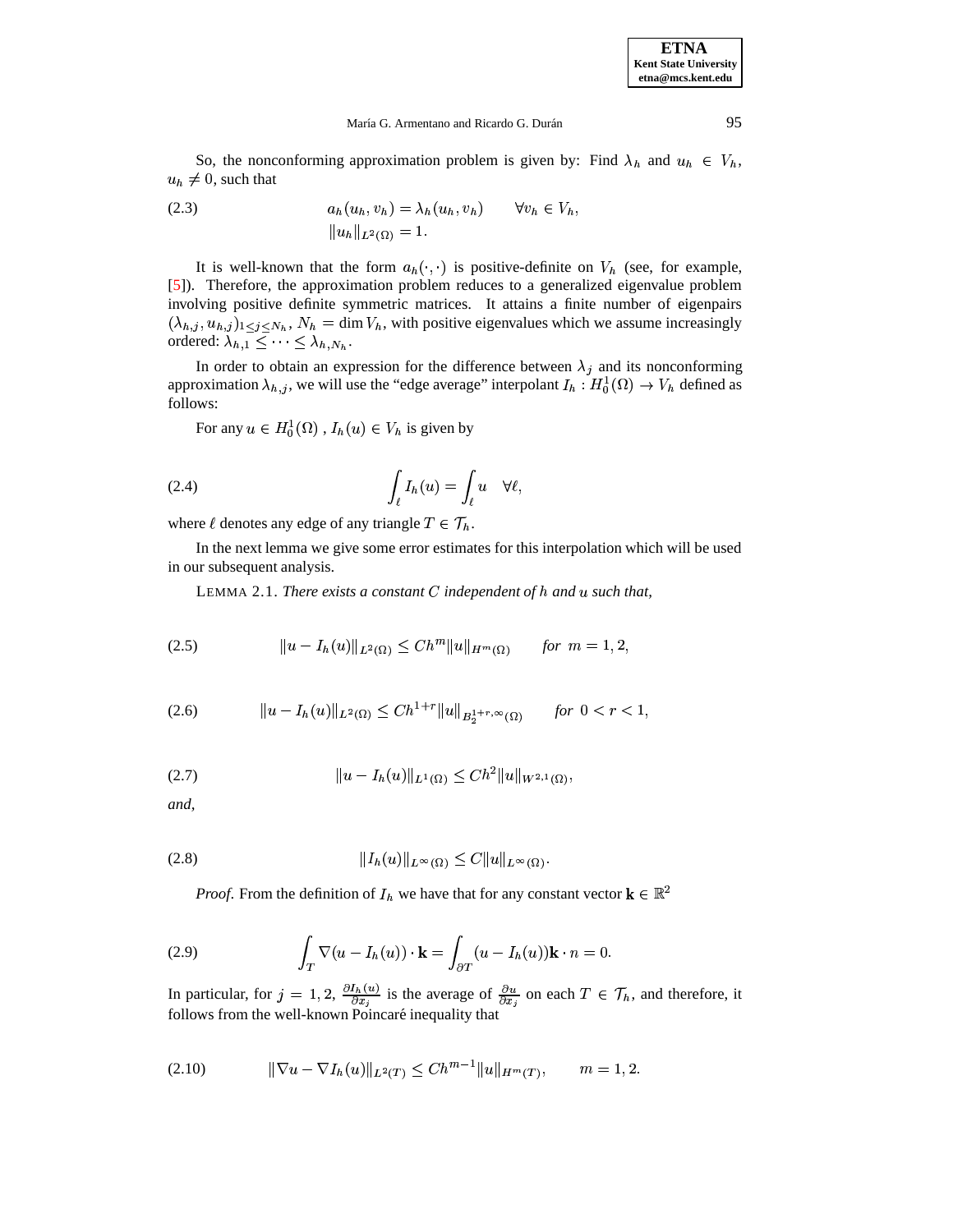So, the nonconforming approximation problem is given by: Find $\lambda_h$ and $u_h \in V_h$, $u_h \neq 0$, such that

$$
\begin{aligned}
a_h(u_h, v_h) &= \lambda_h (u_h, v_h) \qquad \forall v_h \in V_h, \\
\|u_h\|_{L^2(\Omega)} &= 1.
\end{aligned} \tag{2.3}
$$

It is well-known that the form $a_h(\cdot,\cdot)$ is positive-definite on $V_h$ (see, for example, [5]). Therefore, the approximation problem reduces to a generalized eigenvalue problem involving positive definite symmetric matrices. It attains a finite number of eigenpairs $(\lambda_{h,j}, u_{h,j})_{1\le j\le N_h}$, $N_h = \dim V_h$, with positive eigenvalues which we assume increasingly ordered: $\lambda_{h,1} \le \cdots \le \lambda_{h,N_h}$.

In order to obtain an expression for the difference between $\lambda_j$ and its nonconforming approximation $\lambda_{h,j}$, we will use the "edge average" interpolant $I_h : H_0^1(\Omega) \to V_h$ defined as follows:

For any $u \in H_0^1(\Omega)$ , $I_h(u) \in V_h$ is given by

$$
\int_\ell I_h(u) = \int_\ell u \quad \forall \ell, \tag{2.4}
$$

where $\ell$ denotes any edge of any triangle $T \in \mathcal{T}_h$.

In the next lemma we give some error estimates for this interpolation which will be used in our subsequent analysis.

LEMMA 2.1. *There exists a constant $C$ independent of $h$ and $u$ such that,*

$$
\|u - I_h(u)\|_{L^2(\Omega)} \le C h^m \|u\|_{H^m(\Omega)} \qquad \text{for } m = 1, 2, \tag{2.5}
$$

$$
\|u - I_h(u)\|_{L^2(\Omega)} \le C h^{1+r} \|u\|_{B_2^{1+r,\infty}(\Omega)} \qquad \text{for } 0 < r < 1, \tag{2.6}
$$

$$
\|u - I_h(u)\|_{L^1(\Omega)} \le C h^2 \|u\|_{W^{2,1}(\Omega)}, \tag{2.7}
$$

*and,*

$$
\|I_h(u)\|_{L^\infty(\Omega)} \le C \|u\|_{L^\infty(\Omega)}. \tag{2.8}
$$

*Proof.* From the definition of $I_h$ we have that for any constant vector $\mathbf{k} \in \mathbb{R}^2$

$$
\int_T \nabla(u - I_h(u)) \cdot \mathbf{k} = \int_{\partial T} (u - I_h(u)) \mathbf{k} \cdot n = 0. \tag{2.9}
$$

In particular, for $j = 1, 2$, $\frac{\partial I_h(u)}{\partial x_j}$ is the average of $\frac{\partial u}{\partial x_j}$ on each $T \in \mathcal{T}_h$, and therefore, it follows from the well-known Poincaré inequality that

$$
\|\nabla u - \nabla I_h(u)\|_{L^2(T)} \le C h^{m-1} \|u\|_{H^m(T)}, \qquad m = 1, 2. \tag{2.10}
$$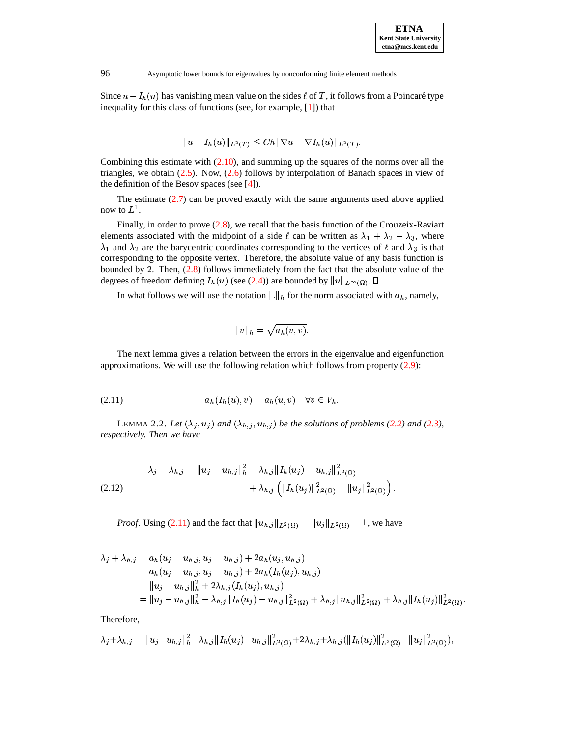Since $u - I_h(u)$ has vanishing mean value on the sides $\ell$ of $T$, it follows from a Poincaré type inequality for this class of functions (see, for example, [1]) that

$$\|u - I_h(u)\|_{L^2(T)} \le Ch\|\nabla u - \nabla I_h(u)\|_{L^2(T)}.$$

Combining this estimate with (2.10), and summing up the squares of the norms over all the triangles, we obtain (2.5). Now, (2.6) follows by interpolation of Banach spaces in view of the definition of the Besov spaces (see [4]).

The estimate (2.7) can be proved exactly with the same arguments used above applied now to $L^1$.

Finally, in order to prove (2.8), we recall that the basis function of the Crouzeix-Raviart elements associated with the midpoint of a side $\ell$ can be written as $\lambda_1 + \lambda_2 - \lambda_3$, where $\lambda_1$ and $\lambda_2$ are the barycentric coordinates corresponding to the vertices of $\ell$ and $\lambda_3$ is that corresponding to the opposite vertex. Therefore, the absolute value of any basis function is bounded by 2. Then, (2.8) follows immediately from the fact that the absolute value of the degrees of freedom defining $I_h(u)$ (see (2.4)) are bounded by $\|u\|_{L^\infty(\Omega)}$. ∎

In what follows we will use the notation $\|.\|_h$ for the norm associated with $a_h$, namely,

$$\|v\|_h = \sqrt{a_h(v, v)}.$$

The next lemma gives a relation between the errors in the eigenvalue and eigenfunction approximations. We will use the following relation which follows from property (2.9):

$$a_h(I_h(u), v) = a_h(u, v) \quad \forall v \in V_h. \tag{2.11}$$

LEMMA 2.2. *Let $(\lambda_j, u_j)$ and $(\lambda_{h,j}, u_{h,j})$ be the solutions of problems (2.2) and (2.3), respectively. Then we have*

$$\begin{aligned} \lambda_j - \lambda_{h,j} = \|u_j - u_{h,j}\|_h^2 - \lambda_{h,j}\|I_h(u_j) - u_{h,j}\|_{L^2(\Omega)}^2 \\ + \lambda_{h,j}\left(\|I_h(u_j)\|_{L^2(\Omega)}^2 - \|u_j\|_{L^2(\Omega)}^2\right). \end{aligned} \tag{2.12}$$

*Proof.* Using (2.11) and the fact that $\|u_{h,j}\|_{L^2(\Omega)} = \|u_j\|_{L^2(\Omega)} = 1$, we have

$$\begin{aligned} \lambda_j + \lambda_{h,j} &= a_h(u_j - u_{h,j}, u_j - u_{h,j}) + 2a_h(u_j, u_{h,j}) \\ &= a_h(u_j - u_{h,j}, u_j - u_{h,j}) + 2a_h(I_h(u_j), u_{h,j}) \\ &= \|u_j - u_{h,j}\|_h^2 + 2\lambda_{h,j}(I_h(u_j), u_{h,j}) \\ &= \|u_j - u_{h,j}\|_h^2 - \lambda_{h,j}\|I_h(u_j) - u_{h,j}\|_{L^2(\Omega)}^2 + \lambda_{h,j}\|u_{h,j}\|_{L^2(\Omega)}^2 + \lambda_{h,j}\|I_h(u_j)\|_{L^2(\Omega)}^2. \end{aligned}$$

Therefore,

$$\lambda_j + \lambda_{h,j} = \|u_j - u_{h,j}\|_h^2 - \lambda_{h,j}\|I_h(u_j) - u_{h,j}\|_{L^2(\Omega)}^2 + 2\lambda_{h,j} + \lambda_{h,j}(\|I_h(u_j)\|_{L^2(\Omega)}^2 - \|u_j\|_{L^2(\Omega)}^2),$$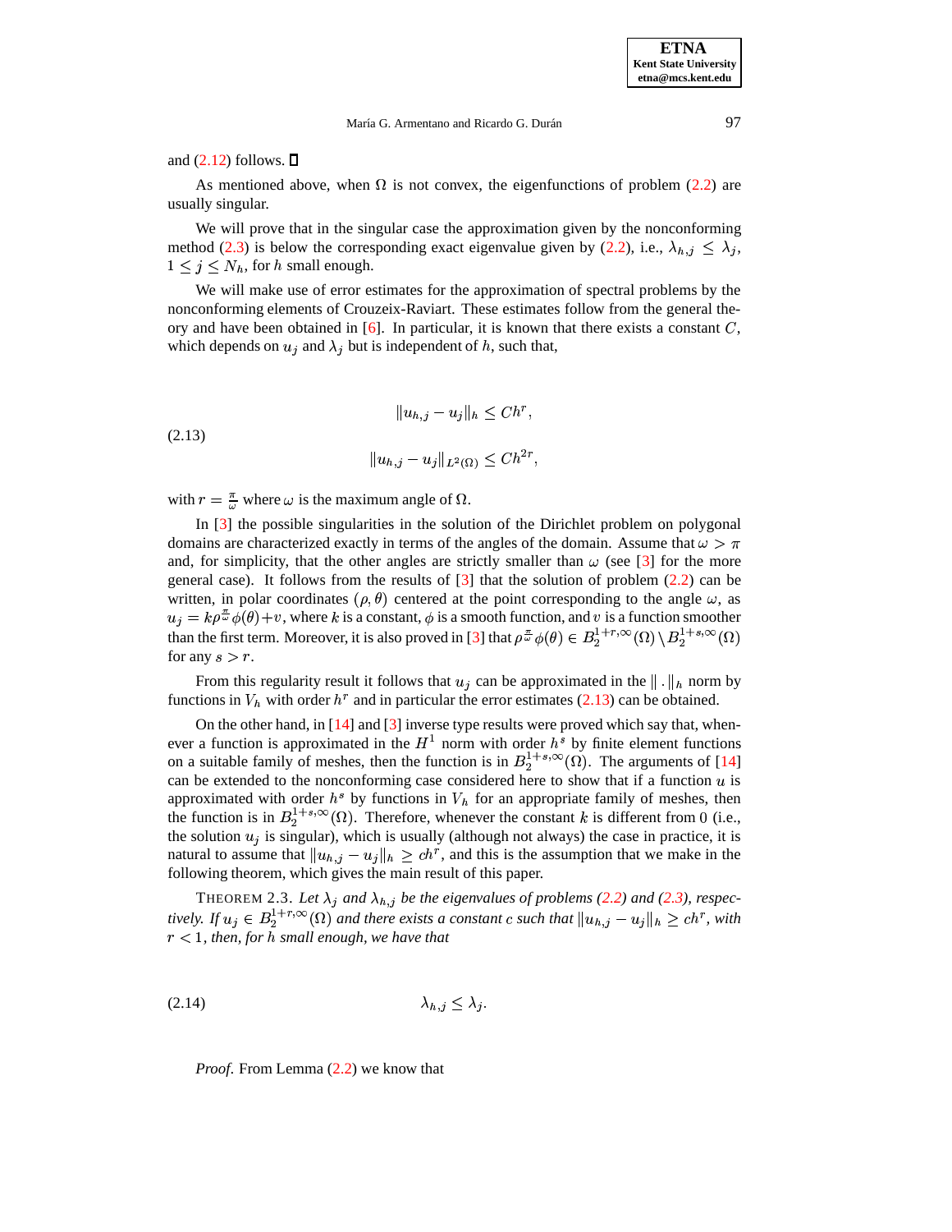and (2.12) follows. ∎

As mentioned above, when $\Omega$ is not convex, the eigenfunctions of problem (2.2) are usually singular.

We will prove that in the singular case the approximation given by the nonconforming method (2.3) is below the corresponding exact eigenvalue given by (2.2), i.e., $\lambda_{h,j} \leq \lambda_j$, $1 \leq j \leq N_h$, for $h$ small enough.

We will make use of error estimates for the approximation of spectral problems by the nonconforming elements of Crouzeix-Raviart. These estimates follow from the general theory and have been obtained in [6]. In particular, it is known that there exists a constant $C$, which depends on $u_j$ and $\lambda_j$ but is independent of $h$, such that,

$$
\begin{aligned}
\|u_{h,j} - u_j\|_h &\leq Ch^r, \\
\|u_{h,j} - u_j\|_{L^2(\Omega)} &\leq Ch^{2r},
\end{aligned}
\tag{2.13}
$$

with $r = \frac{\pi}{\omega}$ where $\omega$ is the maximum angle of $\Omega$.

In [3] the possible singularities in the solution of the Dirichlet problem on polygonal domains are characterized exactly in terms of the angles of the domain. Assume that $\omega > \pi$ and, for simplicity, that the other angles are strictly smaller than $\omega$ (see [3] for the more general case). It follows from the results of [3] that the solution of problem (2.2) can be written, in polar coordinates $(\rho, \theta)$ centered at the point corresponding to the angle $\omega$, as $u_j = k\rho^{\frac{\pi}{\omega}}\phi(\theta) + v$, where $k$ is a constant, $\phi$ is a smooth function, and $v$ is a function smoother than the first term. Moreover, it is also proved in [3] that $\rho^{\frac{\pi}{\omega}}\phi(\theta) \in B_2^{1+r,\infty}(\Omega) \setminus B_2^{1+s,\infty}(\Omega)$ for any $s > r$.

From this regularity result it follows that $u_j$ can be approximated in the $\|\,.\,\|_h$ norm by functions in $V_h$ with order $h^r$ and in particular the error estimates (2.13) can be obtained.

On the other hand, in [14] and [3] inverse type results were proved which say that, whenever a function is approximated in the $H^1$ norm with order $h^s$ by finite element functions on a suitable family of meshes, then the function is in $B_2^{1+s,\infty}(\Omega)$. The arguments of [14] can be extended to the nonconforming case considered here to show that if a function $u$ is approximated with order $h^s$ by functions in $V_h$ for an appropriate family of meshes, then the function is in $B_2^{1+s,\infty}(\Omega)$. Therefore, whenever the constant $k$ is different from 0 (i.e., the solution $u_j$ is singular), which is usually (although not always) the case in practice, it is natural to assume that $\|u_{h,j} - u_j\|_h \geq ch^r$, and this is the assumption that we make in the following theorem, which gives the main result of this paper.

THEOREM 2.3. *Let $\lambda_j$ and $\lambda_{h,j}$ be the eigenvalues of problems (2.2) and (2.3), respectively. If $u_j \in B_2^{1+r,\infty}(\Omega)$ and there exists a constant $c$ such that $\|u_{h,j} - u_j\|_h \geq ch^r$, with $r < 1$, then, for $h$ small enough, we have that*

$$
\lambda_{h,j} \leq \lambda_j. \tag{2.14}
$$

*Proof.* From Lemma (2.2) we know that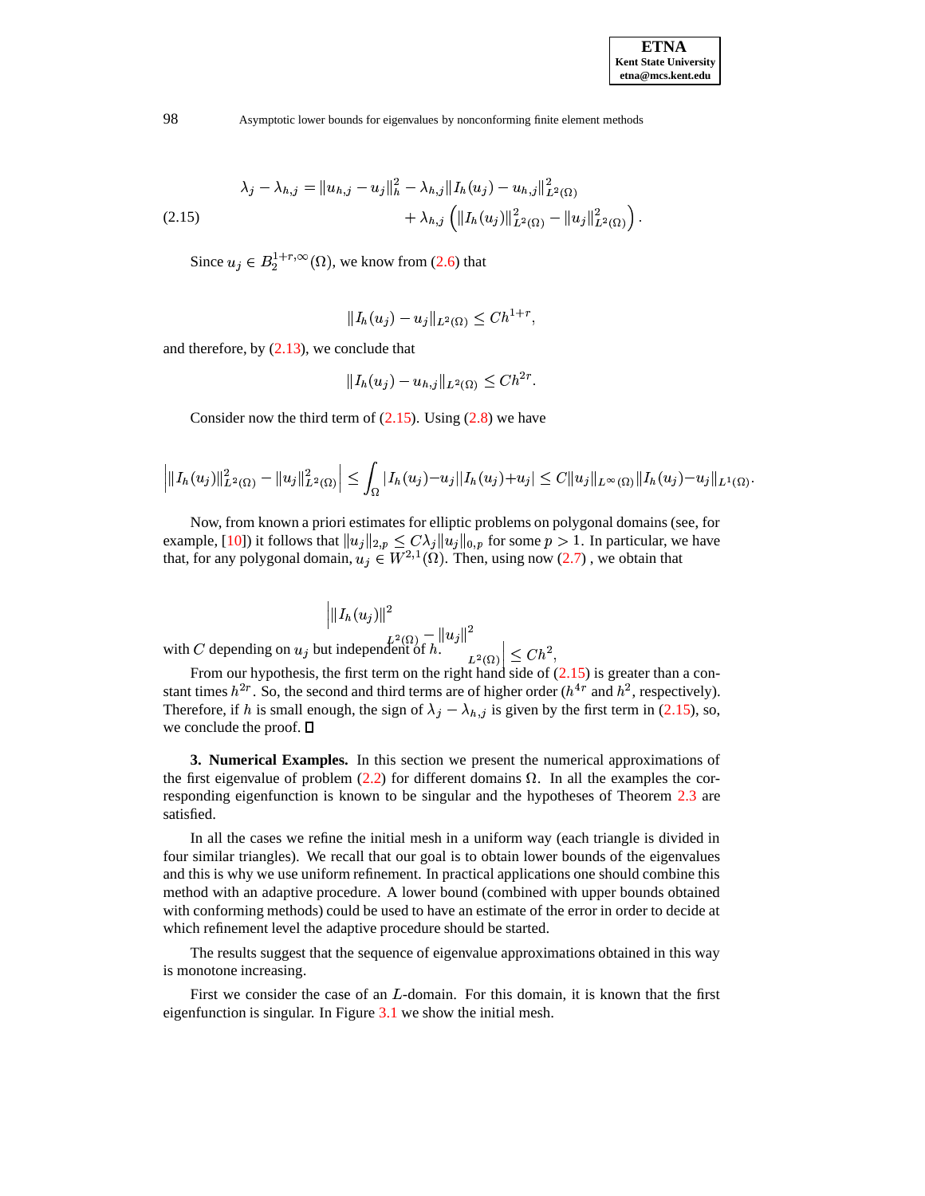$$
\begin{aligned}
\lambda_j - \lambda_{h,j} = \|u_{h,j} - u_j\|_h^2 &- \lambda_{h,j} \|I_h(u_j) - u_{h,j}\|_{L^2(\Omega)}^2 \\
&+ \lambda_{h,j} \left( \|I_h(u_j)\|_{L^2(\Omega)}^2 - \|u_j\|_{L^2(\Omega)}^2 \right).
\end{aligned}
\tag{2.15}
$$

Since $u_j \in B_2^{1+r,\infty}(\Omega)$, we know from (2.6) that

$$
\|I_h(u_j) - u_j\|_{L^2(\Omega)} \leq C h^{1+r},
$$

and therefore, by (2.13), we conclude that

$$
\|I_h(u_j) - u_{h,j}\|_{L^2(\Omega)} \leq C h^{2r}.
$$

Consider now the third term of (2.15). Using (2.8) we have

$$
\left| \|I_h(u_j)\|_{L^2(\Omega)}^2 - \|u_j\|_{L^2(\Omega)}^2 \right| \leq \int_\Omega |I_h(u_j) - u_j| |I_h(u_j) + u_j| \leq C \|u_j\|_{L^\infty(\Omega)} \|I_h(u_j) - u_j\|_{L^1(\Omega)}.
$$

Now, from known a priori estimates for elliptic problems on polygonal domains (see, for example, [10]) it follows that $\|u_j\|_{2,p} \leq C \lambda_j \|u_j\|_{0,p}$ for some $p > 1$. In particular, we have that, for any polygonal domain, $u_j \in W^{2,1}(\Omega)$. Then, using now (2.7), we obtain that

$$
\left| \|I_h(u_j)\|_{L^2(\Omega)}^2 - \|u_j\|_{L^2(\Omega)}^2 \right| \leq C h^2,
$$

with $C$ depending on $u_j$ but independent of $h$.

From our hypothesis, the first term on the right hand side of (2.15) is greater than a constant times $h^{2r}$. So, the second and third terms are of higher order ($h^{4r}$ and $h^2$, respectively). Therefore, if $h$ is small enough, the sign of $\lambda_j - \lambda_{h,j}$ is given by the first term in (2.15), so, we conclude the proof. ◻

**3. Numerical Examples.** In this section we present the numerical approximations of the first eigenvalue of problem (2.2) for different domains $\Omega$. In all the examples the corresponding eigenfunction is known to be singular and the hypotheses of Theorem 2.3 are satisfied.

In all the cases we refine the initial mesh in a uniform way (each triangle is divided in four similar triangles). We recall that our goal is to obtain lower bounds of the eigenvalues and this is why we use uniform refinement. In practical applications one should combine this method with an adaptive procedure. A lower bound (combined with upper bounds obtained with conforming methods) could be used to have an estimate of the error in order to decide at which refinement level the adaptive procedure should be started.

The results suggest that the sequence of eigenvalue approximations obtained in this way is monotone increasing.

First we consider the case of an $L$-domain. For this domain, it is known that the first eigenfunction is singular. In Figure 3.1 we show the initial mesh.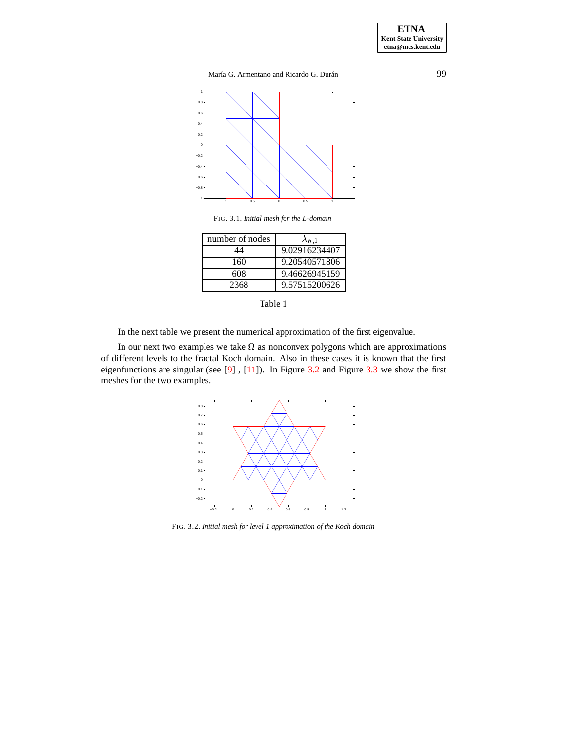−1
−0.8
−0.6
−0.4
−0.2
0
0.2
0.4
0.6
0.8
1

−1
−0.5
0
0.5
1

FIG. 3.1. *Initial mesh for the L-domain*

| number of nodes | $\lambda_{h,1}$ |
|---|---|
| 44 | 9.02916234407 |
| 160 | 9.20540571806 |
| 608 | 9.46626945159 |
| 2368 | 9.57515200626 |

Table 1

In the next table we present the numerical approximation of the first eigenvalue.

In our next two examples we take $\Omega$ as nonconvex polygons which are approximations of different levels to the fractal Koch domain. Also in these cases it is known that the first eigenfunctions are singular (see [9] , [11]). In Figure 3.2 and Figure 3.3 we show the first meshes for the two examples.

−0.2
−0.1
0
0.1
0.2
0.3
0.4
0.5
0.6
0.7
0.8

−0.2
0
0.2
0.4
0.6
0.8
1
1.2

FIG. 3.2. *Initial mesh for level 1 approximation of the Koch domain*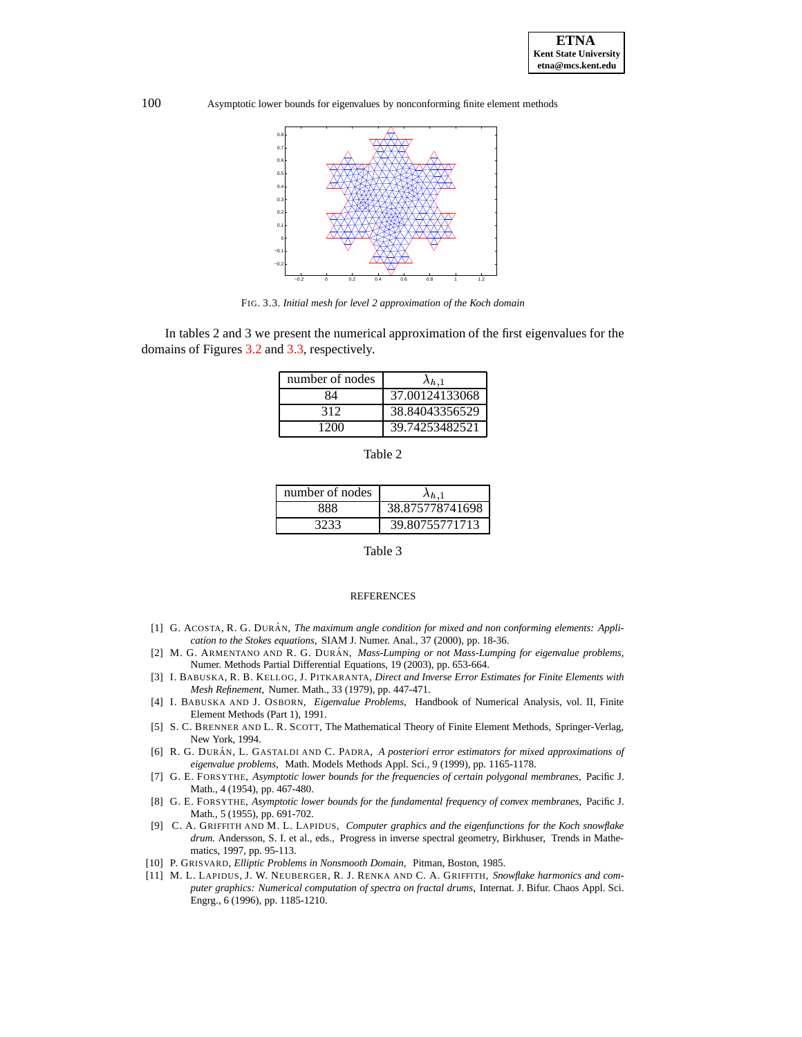0.8
0.7
0.6
0.5
0.4
0.3
0.2
0.1
0
−0.1
−0.2
−0.2 0 0.2 0.4 0.6 0.8 1 1.2

FIG. 3.3. *Initial mesh for level 2 approximation of the Koch domain*

In tables 2 and 3 we present the numerical approximation of the first eigenvalues for the domains of Figures 3.2 and 3.3, respectively.

| number of nodes | $\lambda_{h,1}$ |
|---|---|
| 84 | 37.00124133068 |
| 312 | 38.84043356529 |
| 1200 | 39.74253482521 |

Table 2

| number of nodes | $\lambda_{h,1}$ |
|---|---|
| 888 | 38.875778741698 |
| 3233 | 39.80755771713 |

Table 3

## REFERENCES

[1] G. ACOSTA, R. G. DURÁN, *The maximum angle condition for mixed and non conforming elements: Application to the Stokes equations*, SIAM J. Numer. Anal., 37 (2000), pp. 18-36.

[2] M. G. ARMENTANO AND R. G. DURÁN, *Mass-Lumping or not Mass-Lumping for eigenvalue problems*, Numer. Methods Partial Differential Equations, 19 (2003), pp. 653-664.

[3] I. BABUSKA, R. B. KELLOG, J. PITKARANTA, *Direct and Inverse Error Estimates for Finite Elements with Mesh Refinement*, Numer. Math., 33 (1979), pp. 447-471.

[4] I. BABUSKA AND J. OSBORN, *Eigenvalue Problems*, Handbook of Numerical Analysis, vol. II, Finite Element Methods (Part 1), 1991.

[5] S. C. BRENNER AND L. R. SCOTT, The Mathematical Theory of Finite Element Methods, Springer-Verlag, New York, 1994.

[6] R. G. DURÁN, L. GASTALDI AND C. PADRA, *A posteriori error estimators for mixed approximations of eigenvalue problems*, Math. Models Methods Appl. Sci., 9 (1999), pp. 1165-1178.

[7] G. E. FORSYTHE, *Asymptotic lower bounds for the frequencies of certain polygonal membranes*, Pacific J. Math., 4 (1954), pp. 467-480.

[8] G. E. FORSYTHE, *Asymptotic lower bounds for the fundamental frequency of convex membranes*, Pacific J. Math., 5 (1955), pp. 691-702.

[9] C. A. GRIFFITH AND M. L. LAPIDUS, *Computer graphics and the eigenfunctions for the Koch snowflake drum.* Andersson, S. I. et al., eds., Progress in inverse spectral geometry, Birkhuser, Trends in Mathematics, 1997, pp. 95-113.

[10] P. GRISVARD, *Elliptic Problems in Nonsmooth Domain*, Pitman, Boston, 1985.

[11] M. L. LAPIDUS, J. W. NEUBERGER, R. J. RENKA AND C. A. GRIFFITH, *Snowflake harmonics and computer graphics: Numerical computation of spectra on fractal drums*, Internat. J. Bifur. Chaos Appl. Sci. Engrg., 6 (1996), pp. 1185-1210.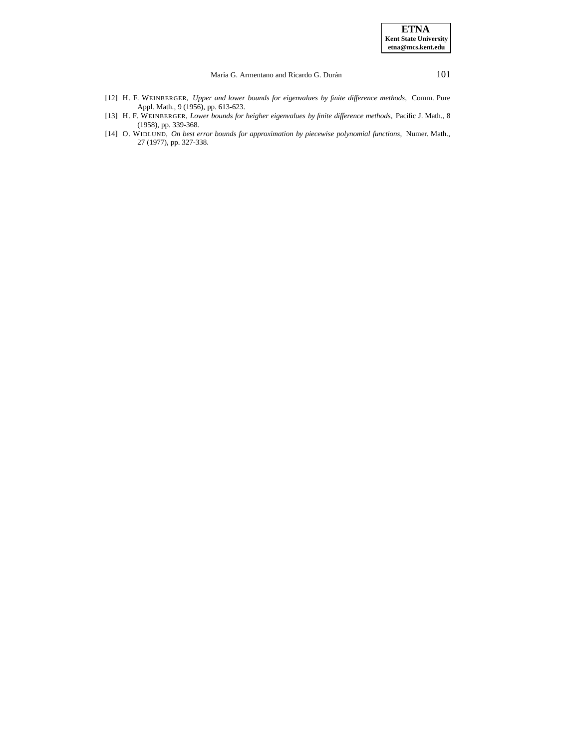[12] H. F. WEINBERGER, *Upper and lower bounds for eigenvalues by finite difference methods*, Comm. Pure Appl. Math., 9 (1956), pp. 613-623.

[13] H. F. WEINBERGER, *Lower bounds for heigher eigenvalues by finite difference methods*, Pacific J. Math., 8 (1958), pp. 339-368.

[14] O. WIDLUND, *On best error bounds for approximation by piecewise polynomial functions*, Numer. Math., 27 (1977), pp. 327-338.